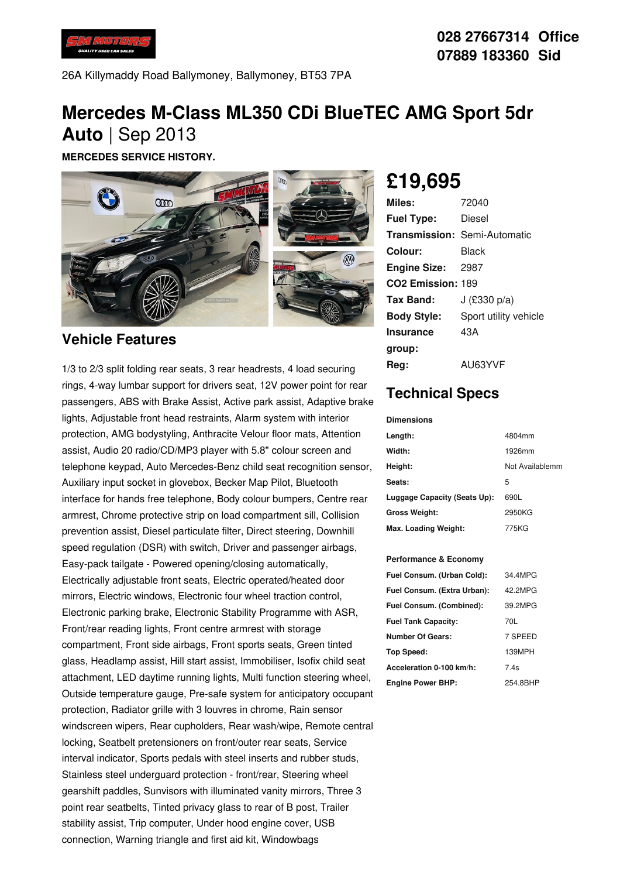028 27667314 Office
07889 183360 Sid

26A Killymaddy Road Ballymoney, Ballymoney, BT53 7PA

# Mercedes M-Class ML350 CDi BlueTEC AMG Sport 5dr Auto | Sep 2013

**MERCEDES SERVICE HISTORY.**

## £19,695

| | |
|---|---|
| **Miles:** | 72040 |
| **Fuel Type:** | Diesel |
| **Transmission:** | Semi-Automatic |
| **Colour:** | Black |
| **Engine Size:** | 2987 |
| **CO2 Emission:** | 189 |
| **Tax Band:** | J (£330 p/a) |
| **Body Style:** | Sport utility vehicle |
| **Insurance group:** | 43A |
| **Reg:** | AU63YVF |

## Vehicle Features

1/3 to 2/3 split folding rear seats, 3 rear headrests, 4 load securing rings, 4-way lumbar support for drivers seat, 12V power point for rear passengers, ABS with Brake Assist, Active park assist, Adaptive brake lights, Adjustable front head restraints, Alarm system with interior protection, AMG bodystyling, Anthracite Velour floor mats, Attention assist, Audio 20 radio/CD/MP3 player with 5.8" colour screen and telephone keypad, Auto Mercedes-Benz child seat recognition sensor, Auxiliary input socket in glovebox, Becker Map Pilot, Bluetooth interface for hands free telephone, Body colour bumpers, Centre rear armrest, Chrome protective strip on load compartment sill, Collision prevention assist, Diesel particulate filter, Direct steering, Downhill speed regulation (DSR) with switch, Driver and passenger airbags, Easy-pack tailgate - Powered opening/closing automatically, Electrically adjustable front seats, Electric operated/heated door mirrors, Electric windows, Electronic four wheel traction control, Electronic parking brake, Electronic Stability Programme with ASR, Front/rear reading lights, Front centre armrest with storage compartment, Front side airbags, Front sports seats, Green tinted glass, Headlamp assist, Hill start assist, Immobiliser, Isofix child seat attachment, LED daytime running lights, Multi function steering wheel, Outside temperature gauge, Pre-safe system for anticipatory occupant protection, Radiator grille with 3 louvres in chrome, Rain sensor windscreen wipers, Rear cupholders, Rear wash/wipe, Remote central locking, Seatbelt pretensioners on front/outer rear seats, Service interval indicator, Sports pedals with steel inserts and rubber studs, Stainless steel underguard protection - front/rear, Steering wheel gearshift paddles, Sunvisors with illuminated vanity mirrors, Three 3 point rear seatbelts, Tinted privacy glass to rear of B post, Trailer stability assist, Trip computer, Under hood engine cover, USB connection, Warning triangle and first aid kit, Windowbags

## Technical Specs

**Dimensions**

| | |
|---|---|
| **Length:** | 4804mm |
| **Width:** | 1926mm |
| **Height:** | Not Availablemm |
| **Seats:** | 5 |
| **Luggage Capacity (Seats Up):** | 690L |
| **Gross Weight:** | 2950KG |
| **Max. Loading Weight:** | 775KG |

**Performance & Economy**

| | |
|---|---|
| **Fuel Consum. (Urban Cold):** | 34.4MPG |
| **Fuel Consum. (Extra Urban):** | 42.2MPG |
| **Fuel Consum. (Combined):** | 39.2MPG |
| **Fuel Tank Capacity:** | 70L |
| **Number Of Gears:** | 7 SPEED |
| **Top Speed:** | 139MPH |
| **Acceleration 0-100 km/h:** | 7.4s |
| **Engine Power BHP:** | 254.8BHP |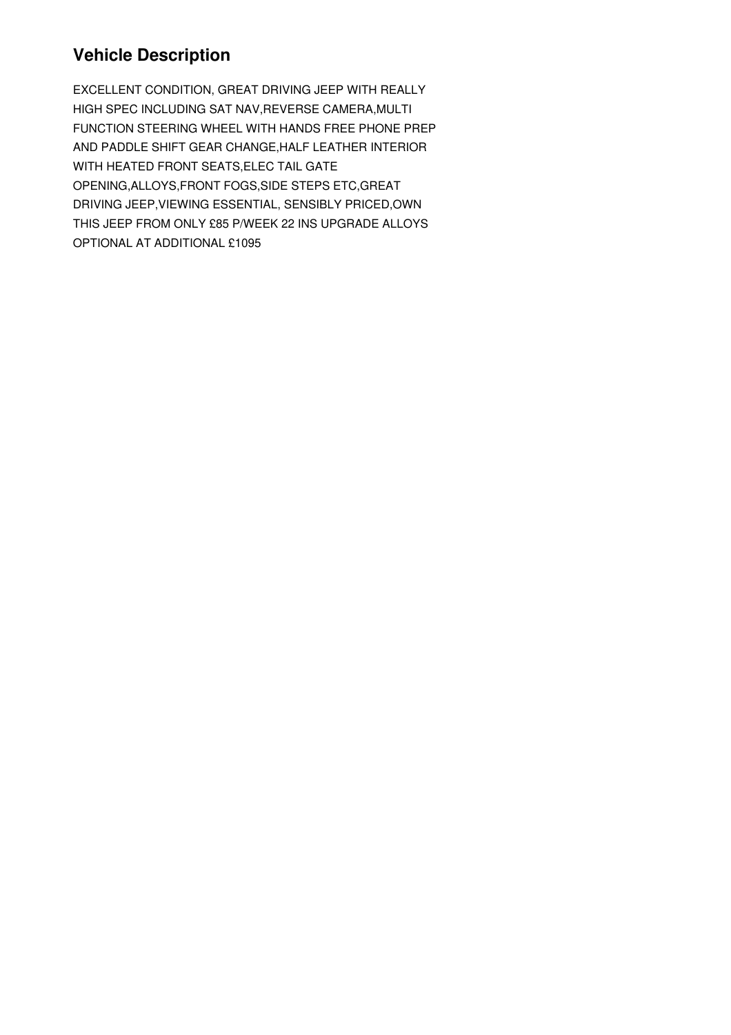## Vehicle Description

EXCELLENT CONDITION, GREAT DRIVING JEEP WITH REALLY HIGH SPEC INCLUDING SAT NAV,REVERSE CAMERA,MULTI FUNCTION STEERING WHEEL WITH HANDS FREE PHONE PREP AND PADDLE SHIFT GEAR CHANGE,HALF LEATHER INTERIOR WITH HEATED FRONT SEATS,ELEC TAIL GATE OPENING,ALLOYS,FRONT FOGS,SIDE STEPS ETC,GREAT DRIVING JEEP,VIEWING ESSENTIAL, SENSIBLY PRICED,OWN THIS JEEP FROM ONLY £85 P/WEEK 22 INS UPGRADE ALLOYS OPTIONAL AT ADDITIONAL £1095